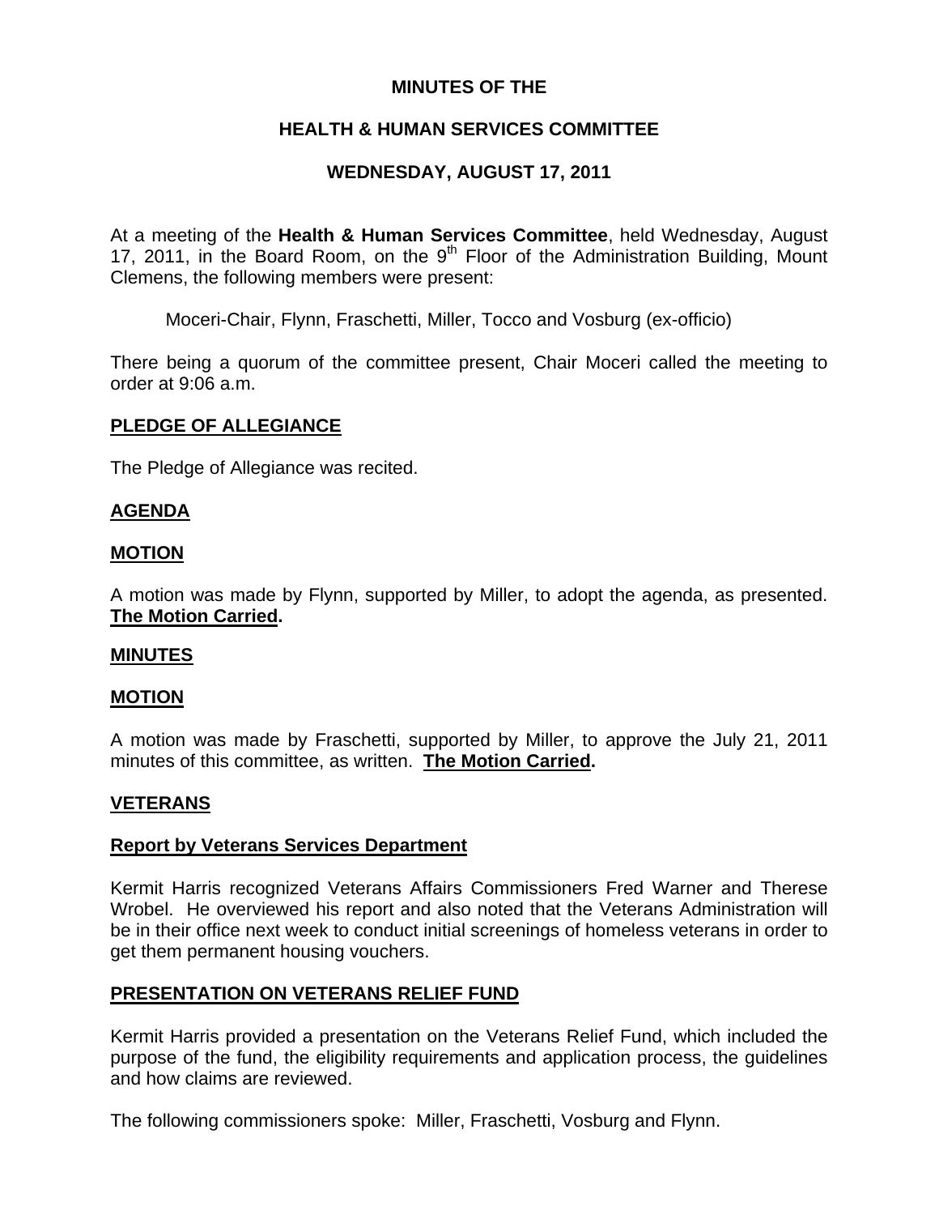# MINUTES OF THE

# HEALTH & HUMAN SERVICES COMMITTEE

# WEDNESDAY, AUGUST 17, 2011

At a meeting of the **Health & Human Services Committee**, held Wednesday, August 17, 2011, in the Board Room, on the 9th Floor of the Administration Building, Mount Clemens, the following members were present:

Moceri-Chair, Flynn, Fraschetti, Miller, Tocco and Vosburg (ex-officio)

There being a quorum of the committee present, Chair Moceri called the meeting to order at 9:06 a.m.

**PLEDGE OF ALLEGIANCE**

The Pledge of Allegiance was recited.

**AGENDA**

**MOTION**

A motion was made by Flynn, supported by Miller, to adopt the agenda, as presented. **The Motion Carried.**

**MINUTES**

**MOTION**

A motion was made by Fraschetti, supported by Miller, to approve the July 21, 2011 minutes of this committee, as written. **The Motion Carried.**

**VETERANS**

**Report by Veterans Services Department**

Kermit Harris recognized Veterans Affairs Commissioners Fred Warner and Therese Wrobel. He overviewed his report and also noted that the Veterans Administration will be in their office next week to conduct initial screenings of homeless veterans in order to get them permanent housing vouchers.

**PRESENTATION ON VETERANS RELIEF FUND**

Kermit Harris provided a presentation on the Veterans Relief Fund, which included the purpose of the fund, the eligibility requirements and application process, the guidelines and how claims are reviewed.

The following commissioners spoke: Miller, Fraschetti, Vosburg and Flynn.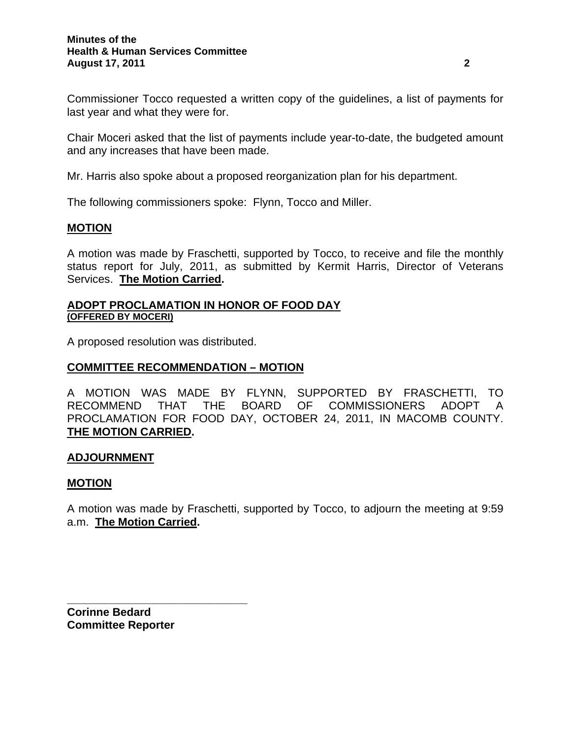Commissioner Tocco requested a written copy of the guidelines, a list of payments for last year and what they were for.

Chair Moceri asked that the list of payments include year-to-date, the budgeted amount and any increases that have been made.

Mr. Harris also spoke about a proposed reorganization plan for his department.

The following commissioners spoke: Flynn, Tocco and Miller.

**MOTION**

A motion was made by Fraschetti, supported by Tocco, to receive and file the monthly status report for July, 2011, as submitted by Kermit Harris, Director of Veterans Services. **The Motion Carried.**

## ADOPT PROCLAMATION IN HONOR OF FOOD DAY
**(OFFERED BY MOCERI)**

A proposed resolution was distributed.

**COMMITTEE RECOMMENDATION – MOTION**

A MOTION WAS MADE BY FLYNN, SUPPORTED BY FRASCHETTI, TO RECOMMEND THAT THE BOARD OF COMMISSIONERS ADOPT A PROCLAMATION FOR FOOD DAY, OCTOBER 24, 2011, IN MACOMB COUNTY. **THE MOTION CARRIED.**

## ADJOURNMENT

**MOTION**

A motion was made by Fraschetti, supported by Tocco, to adjourn the meeting at 9:59 a.m. **The Motion Carried.**

_______________________________

**Corinne Bedard**
**Committee Reporter**